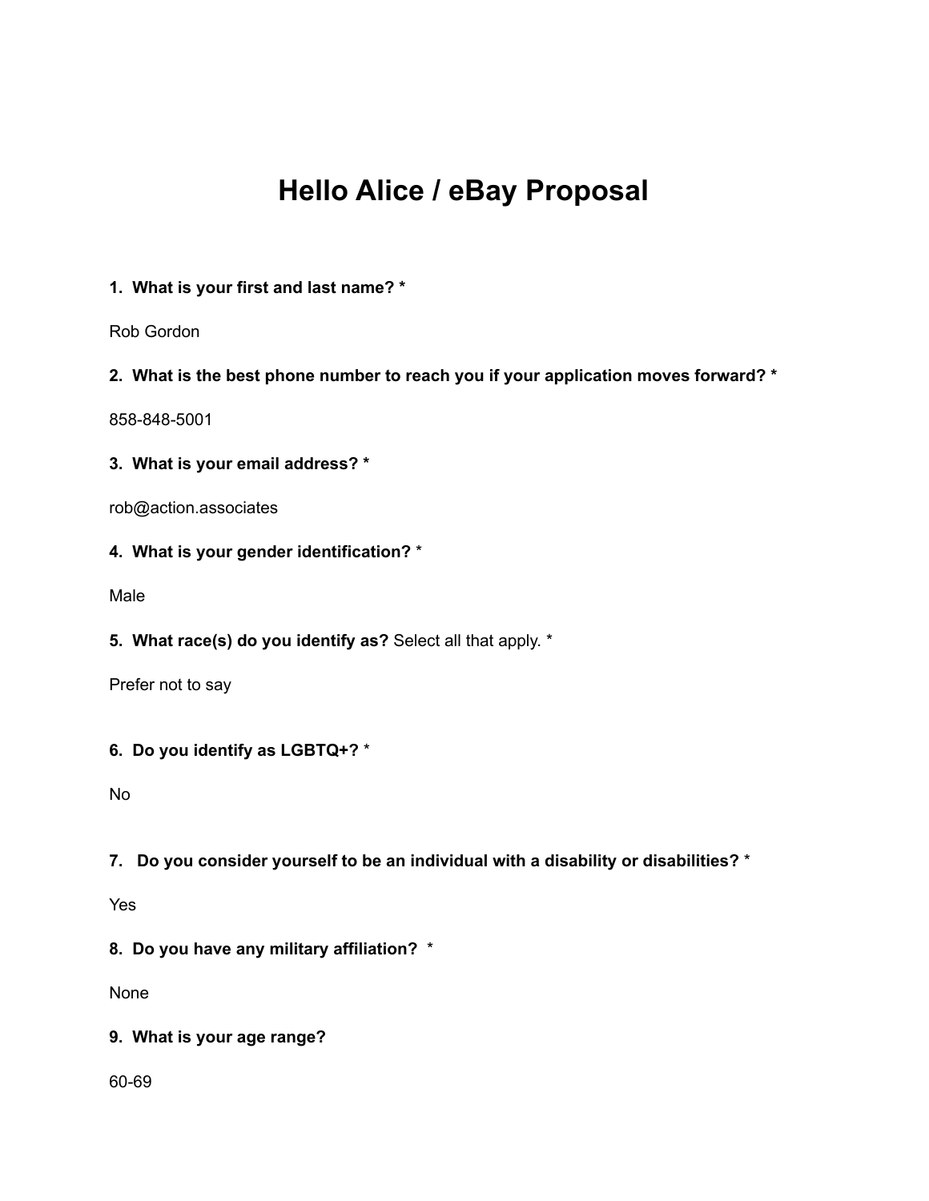# Hello Alice / eBay Proposal

**1. What is your first and last name? ***

Rob Gordon

**2. What is the best phone number to reach you if your application moves forward? ***

858-848-5001

**3. What is your email address? ***

rob@action.associates

**4. What is your gender identification?** *

Male

**5. What race(s) do you identify as?** Select all that apply. *

Prefer not to say

**6. Do you identify as LGBTQ+?** *

No

**7. Do you consider yourself to be an individual with a disability or disabilities?** *

Yes

**8. Do you have any military affiliation?** *

None

**9. What is your age range?**

60-69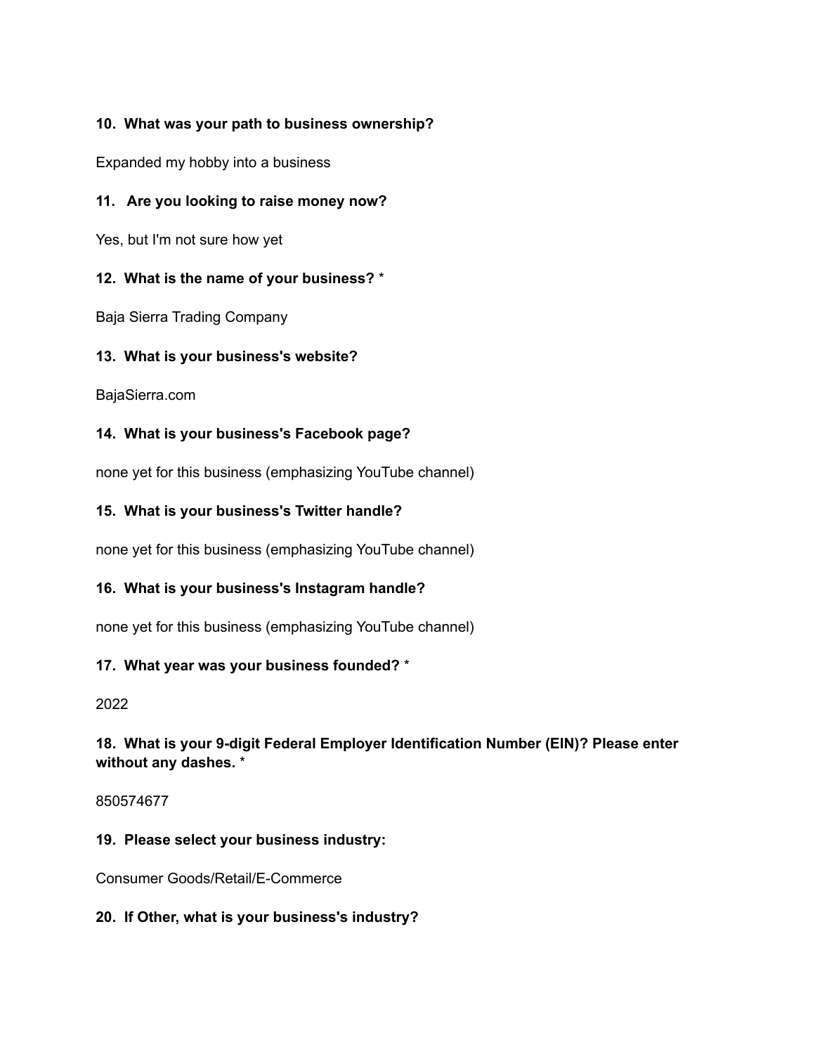**10. What was your path to business ownership?**

Expanded my hobby into a business

**11. Are you looking to raise money now?**

Yes, but I'm not sure how yet

**12. What is the name of your business?** *

Baja Sierra Trading Company

**13. What is your business's website?**

BajaSierra.com

**14. What is your business's Facebook page?**

none yet for this business (emphasizing YouTube channel)

**15. What is your business's Twitter handle?**

none yet for this business (emphasizing YouTube channel)

**16. What is your business's Instagram handle?**

none yet for this business (emphasizing YouTube channel)

**17. What year was your business founded?** *

2022

**18. What is your 9-digit Federal Employer Identification Number (EIN)? Please enter without any dashes.** *

850574677

**19. Please select your business industry:**

Consumer Goods/Retail/E-Commerce

**20. If Other, what is your business's industry?**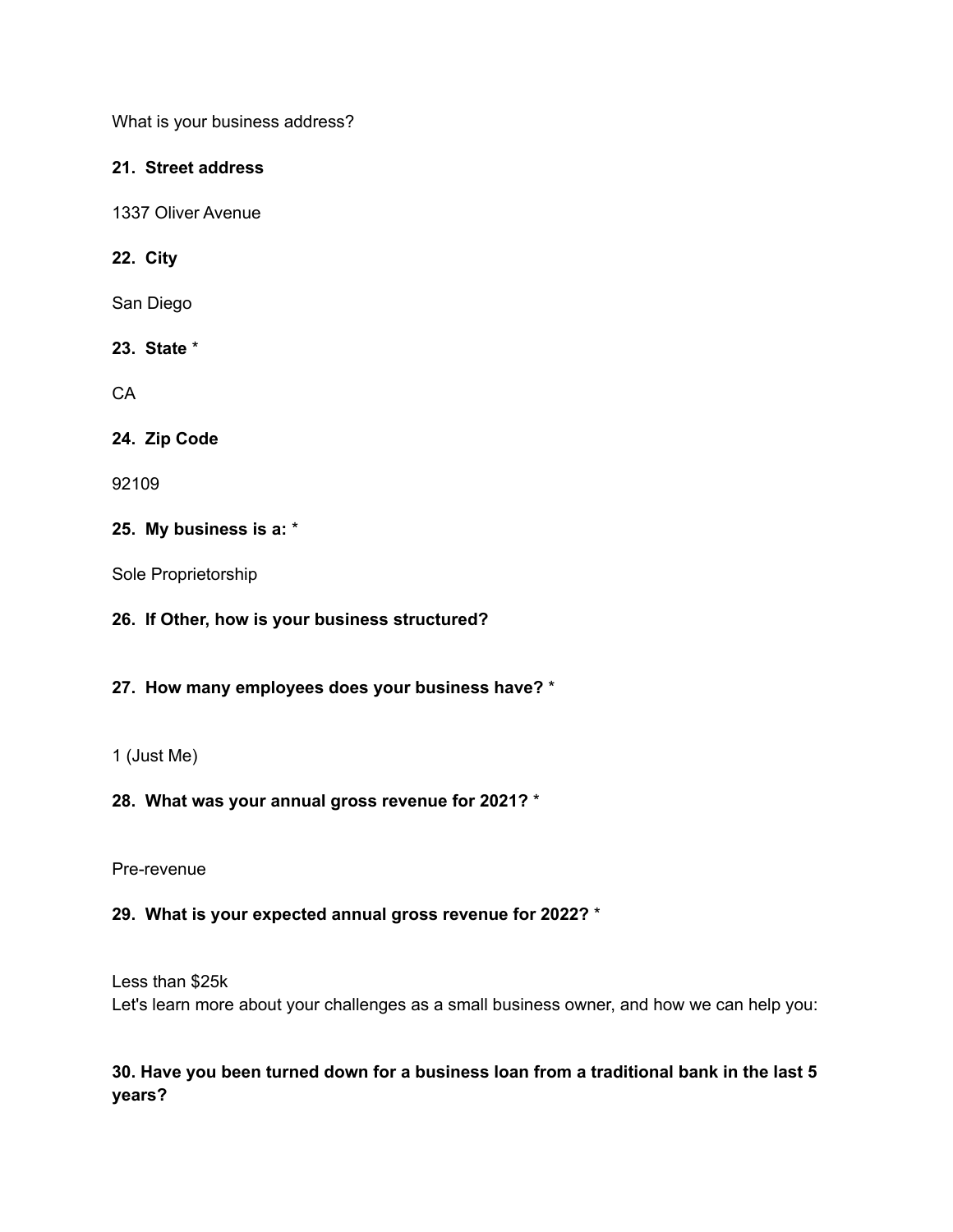What is your business address?

**21. Street address**

1337 Oliver Avenue

**22. City**

San Diego

**23. State** *

CA

**24. Zip Code**

92109

**25. My business is a:** *

Sole Proprietorship

**26. If Other, how is your business structured?**

**27. How many employees does your business have?** *

1 (Just Me)

**28. What was your annual gross revenue for 2021?** *

Pre-revenue

**29. What is your expected annual gross revenue for 2022?** *

Less than $25k

Let's learn more about your challenges as a small business owner, and how we can help you:

**30. Have you been turned down for a business loan from a traditional bank in the last 5 years?**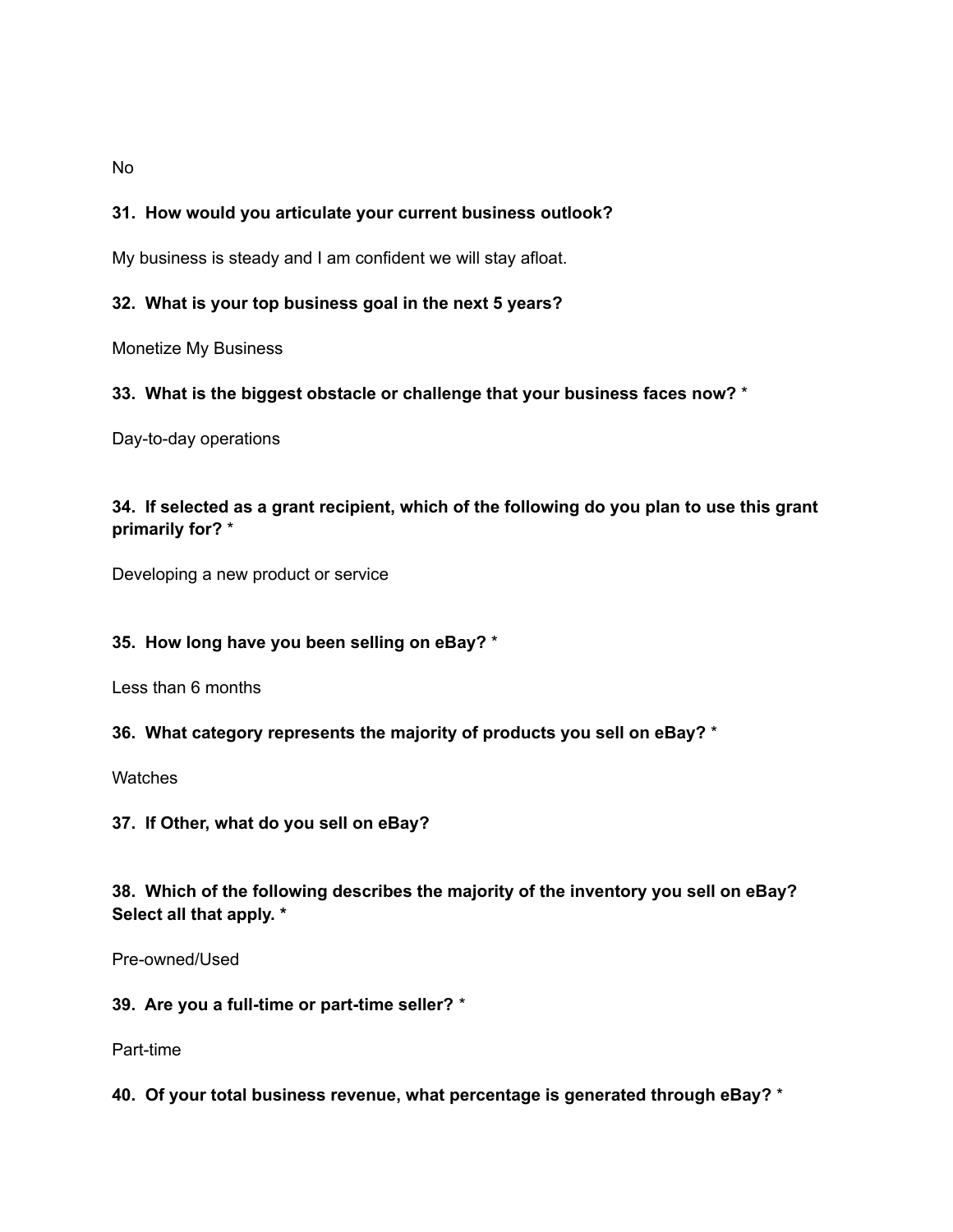No

**31. How would you articulate your current business outlook?**

My business is steady and I am confident we will stay afloat.

**32. What is your top business goal in the next 5 years?**

Monetize My Business

**33. What is the biggest obstacle or challenge that your business faces now?** *

Day-to-day operations

**34. If selected as a grant recipient, which of the following do you plan to use this grant primarily for?** *

Developing a new product or service

**35. How long have you been selling on eBay?** *

Less than 6 months

**36. What category represents the majority of products you sell on eBay?** *

Watches

**37. If Other, what do you sell on eBay?**

**38. Which of the following describes the majority of the inventory you sell on eBay? Select all that apply. ***

Pre-owned/Used

**39. Are you a full-time or part-time seller?** *

Part-time

**40. Of your total business revenue, what percentage is generated through eBay?** *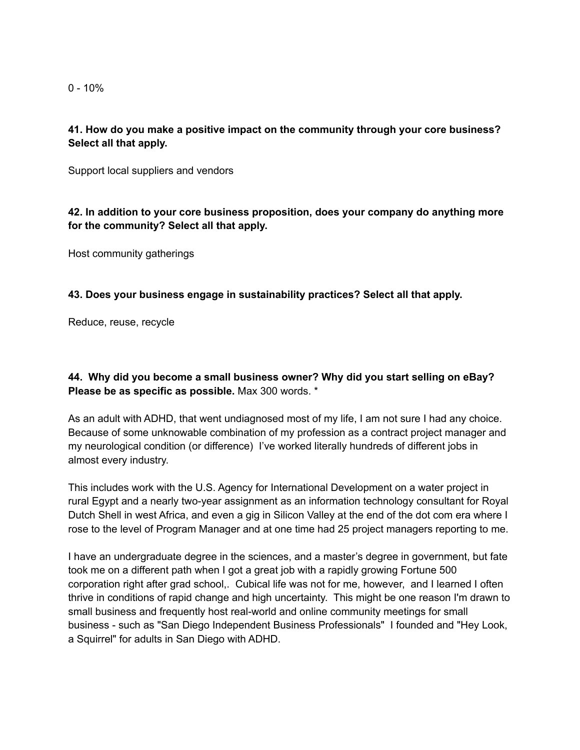0 - 10%

**41. How do you make a positive impact on the community through your core business? Select all that apply.**

Support local suppliers and vendors

**42. In addition to your core business proposition, does your company do anything more for the community? Select all that apply.**

Host community gatherings

**43. Does your business engage in sustainability practices? Select all that apply.**

Reduce, reuse, recycle

**44. Why did you become a small business owner? Why did you start selling on eBay? Please be as specific as possible.** Max 300 words. *

As an adult with ADHD, that went undiagnosed most of my life, I am not sure I had any choice. Because of some unknowable combination of my profession as a contract project manager and my neurological condition (or difference) I've worked literally hundreds of different jobs in almost every industry.

This includes work with the U.S. Agency for International Development on a water project in rural Egypt and a nearly two-year assignment as an information technology consultant for Royal Dutch Shell in west Africa, and even a gig in Silicon Valley at the end of the dot com era where I rose to the level of Program Manager and at one time had 25 project managers reporting to me.

I have an undergraduate degree in the sciences, and a master's degree in government, but fate took me on a different path when I got a great job with a rapidly growing Fortune 500 corporation right after grad school,. Cubical life was not for me, however, and I learned I often thrive in conditions of rapid change and high uncertainty. This might be one reason I'm drawn to small business and frequently host real-world and online community meetings for small business - such as "San Diego Independent Business Professionals" I founded and "Hey Look, a Squirrel" for adults in San Diego with ADHD.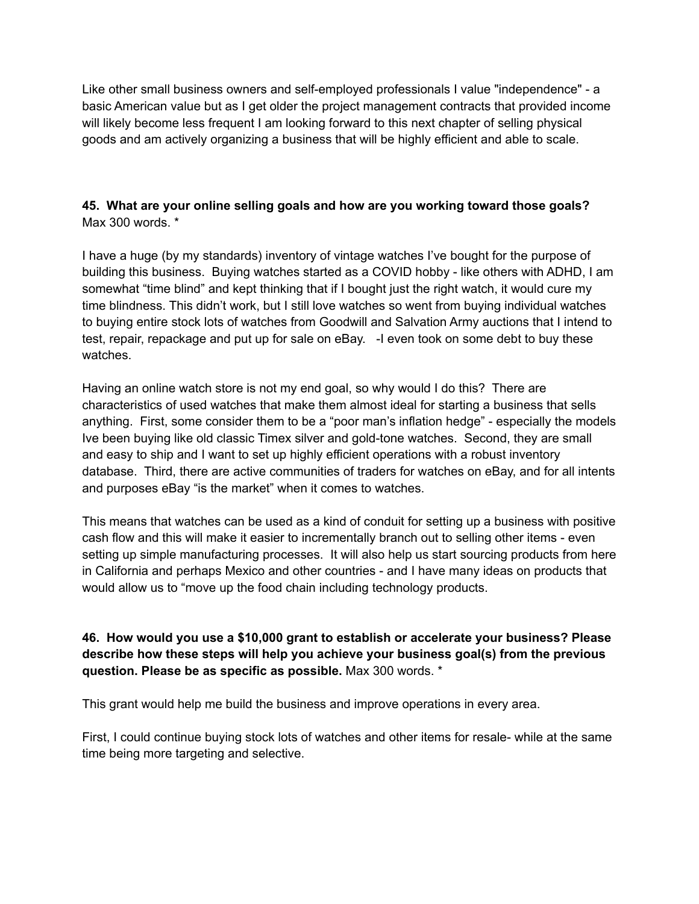Like other small business owners and self-employed professionals I value "independence" - a basic American value but as I get older the project management contracts that provided income will likely become less frequent I am looking forward to this next chapter of selling physical goods and am actively organizing a business that will be highly efficient and able to scale.

**45. What are your online selling goals and how are you working toward those goals?** Max 300 words. *

I have a huge (by my standards) inventory of vintage watches I've bought for the purpose of building this business. Buying watches started as a COVID hobby - like others with ADHD, I am somewhat "time blind" and kept thinking that if I bought just the right watch, it would cure my time blindness. This didn't work, but I still love watches so went from buying individual watches to buying entire stock lots of watches from Goodwill and Salvation Army auctions that I intend to test, repair, repackage and put up for sale on eBay. -I even took on some debt to buy these watches.

Having an online watch store is not my end goal, so why would I do this? There are characteristics of used watches that make them almost ideal for starting a business that sells anything. First, some consider them to be a "poor man's inflation hedge" - especially the models Ive been buying like old classic Timex silver and gold-tone watches. Second, they are small and easy to ship and I want to set up highly efficient operations with a robust inventory database. Third, there are active communities of traders for watches on eBay, and for all intents and purposes eBay "is the market" when it comes to watches.

This means that watches can be used as a kind of conduit for setting up a business with positive cash flow and this will make it easier to incrementally branch out to selling other items - even setting up simple manufacturing processes. It will also help us start sourcing products from here in California and perhaps Mexico and other countries - and I have many ideas on products that would allow us to "move up the food chain including technology products.

**46. How would you use a $10,000 grant to establish or accelerate your business? Please describe how these steps will help you achieve your business goal(s) from the previous question. Please be as specific as possible.** Max 300 words. *

This grant would help me build the business and improve operations in every area.

First, I could continue buying stock lots of watches and other items for resale- while at the same time being more targeting and selective.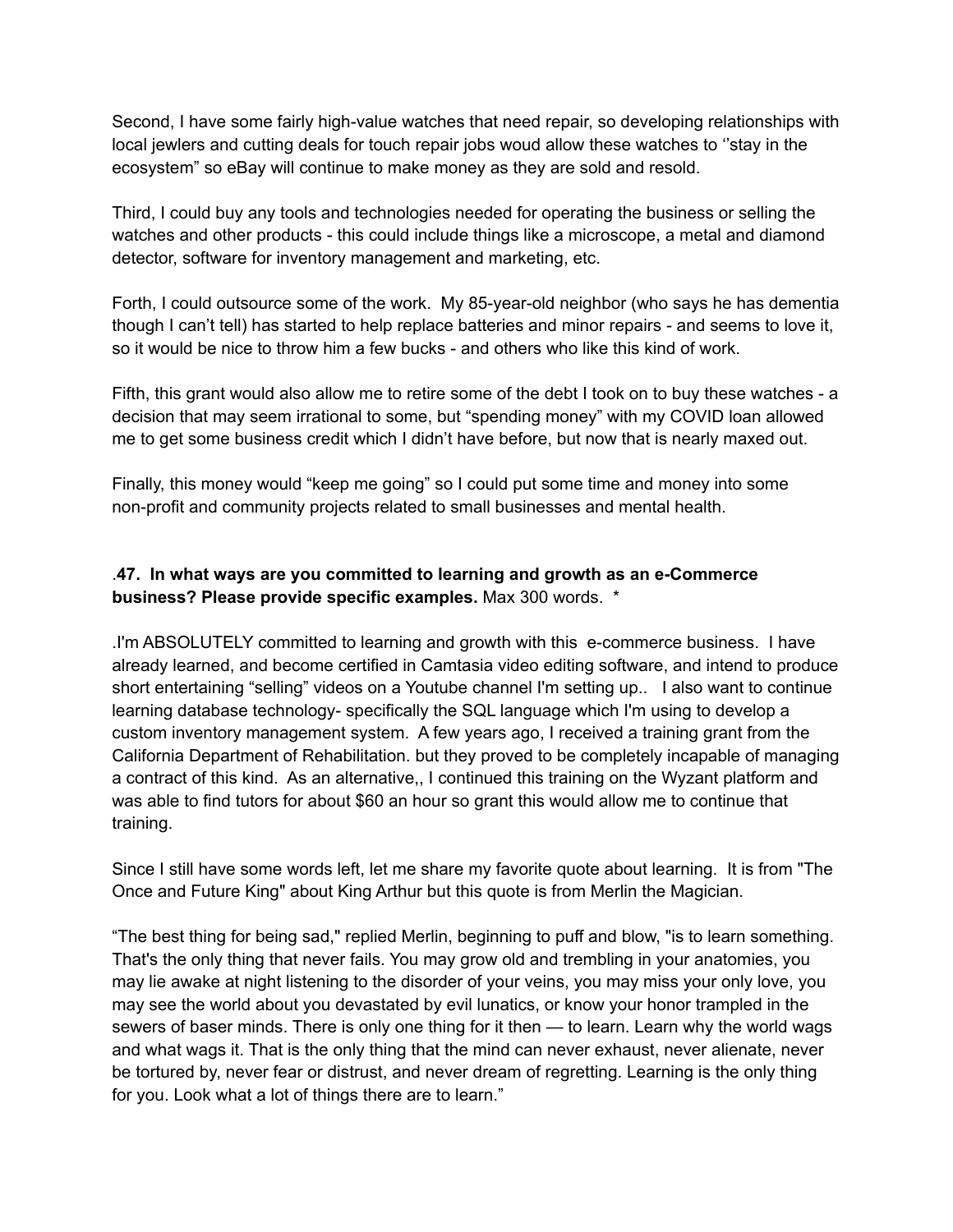Second, I have some fairly high-value watches that need repair, so developing relationships with local jewlers and cutting deals for touch repair jobs woud allow these watches to ''stay in the ecosystem" so eBay will continue to make money as they are sold and resold.

Third, I could buy any tools and technologies needed for operating the business or selling the watches and other products - this could include things like a microscope, a metal and diamond detector, software for inventory management and marketing, etc.

Forth, I could outsource some of the work. My 85-year-old neighbor (who says he has dementia though I can't tell) has started to help replace batteries and minor repairs - and seems to love it, so it would be nice to throw him a few bucks - and others who like this kind of work.

Fifth, this grant would also allow me to retire some of the debt I took on to buy these watches - a decision that may seem irrational to some, but "spending money" with my COVID loan allowed me to get some business credit which I didn't have before, but now that is nearly maxed out.

Finally, this money would "keep me going" so I could put some time and money into some non-profit and community projects related to small businesses and mental health.

.**47. In what ways are you committed to learning and growth as an e-Commerce business? Please provide specific examples.** Max 300 words. *

.I'm ABSOLUTELY committed to learning and growth with this e-commerce business. I have already learned, and become certified in Camtasia video editing software, and intend to produce short entertaining "selling" videos on a Youtube channel I'm setting up.. I also want to continue learning database technology- specifically the SQL language which I'm using to develop a custom inventory management system. A few years ago, I received a training grant from the California Department of Rehabilitation. but they proved to be completely incapable of managing a contract of this kind. As an alternative,, I continued this training on the Wyzant platform and was able to find tutors for about $60 an hour so grant this would allow me to continue that training.

Since I still have some words left, let me share my favorite quote about learning. It is from "The Once and Future King" about King Arthur but this quote is from Merlin the Magician.

"The best thing for being sad," replied Merlin, beginning to puff and blow, "is to learn something. That's the only thing that never fails. You may grow old and trembling in your anatomies, you may lie awake at night listening to the disorder of your veins, you may miss your only love, you may see the world about you devastated by evil lunatics, or know your honor trampled in the sewers of baser minds. There is only one thing for it then — to learn. Learn why the world wags and what wags it. That is the only thing that the mind can never exhaust, never alienate, never be tortured by, never fear or distrust, and never dream of regretting. Learning is the only thing for you. Look what a lot of things there are to learn."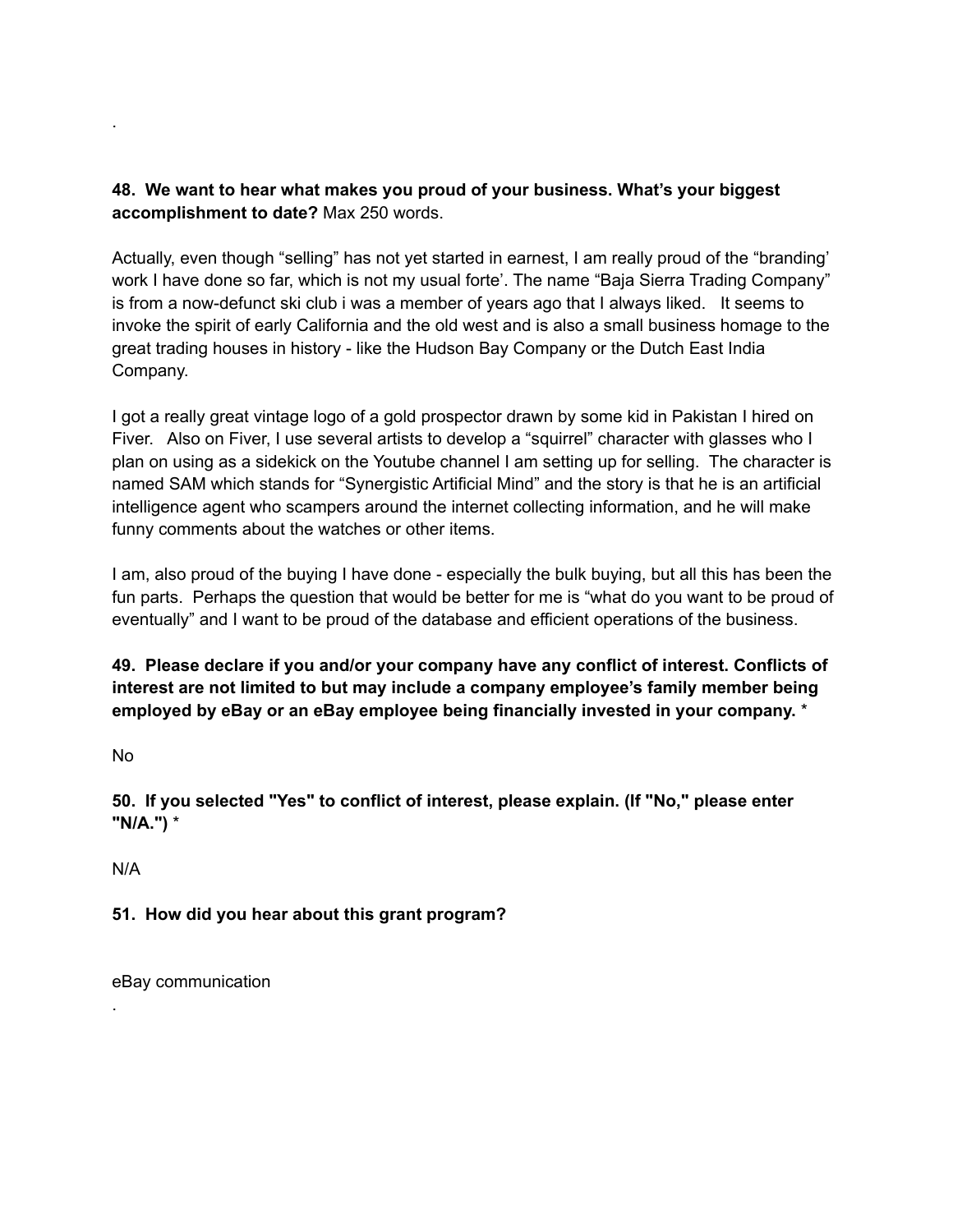.

**48. We want to hear what makes you proud of your business. What's your biggest accomplishment to date?** Max 250 words.

Actually, even though "selling" has not yet started in earnest, I am really proud of the "branding' work I have done so far, which is not my usual forte'. The name "Baja Sierra Trading Company" is from a now-defunct ski club i was a member of years ago that I always liked. It seems to invoke the spirit of early California and the old west and is also a small business homage to the great trading houses in history - like the Hudson Bay Company or the Dutch East India Company.

I got a really great vintage logo of a gold prospector drawn by some kid in Pakistan I hired on Fiver. Also on Fiver, I use several artists to develop a "squirrel" character with glasses who I plan on using as a sidekick on the Youtube channel I am setting up for selling. The character is named SAM which stands for "Synergistic Artificial Mind" and the story is that he is an artificial intelligence agent who scampers around the internet collecting information, and he will make funny comments about the watches or other items.

I am, also proud of the buying I have done - especially the bulk buying, but all this has been the fun parts. Perhaps the question that would be better for me is "what do you want to be proud of eventually" and I want to be proud of the database and efficient operations of the business.

**49. Please declare if you and/or your company have any conflict of interest. Conflicts of interest are not limited to but may include a company employee's family member being employed by eBay or an eBay employee being financially invested in your company.** *

No

**50. If you selected "Yes" to conflict of interest, please explain. (If "No," please enter "N/A.")** *

N/A

**51. How did you hear about this grant program?**

eBay communication

.